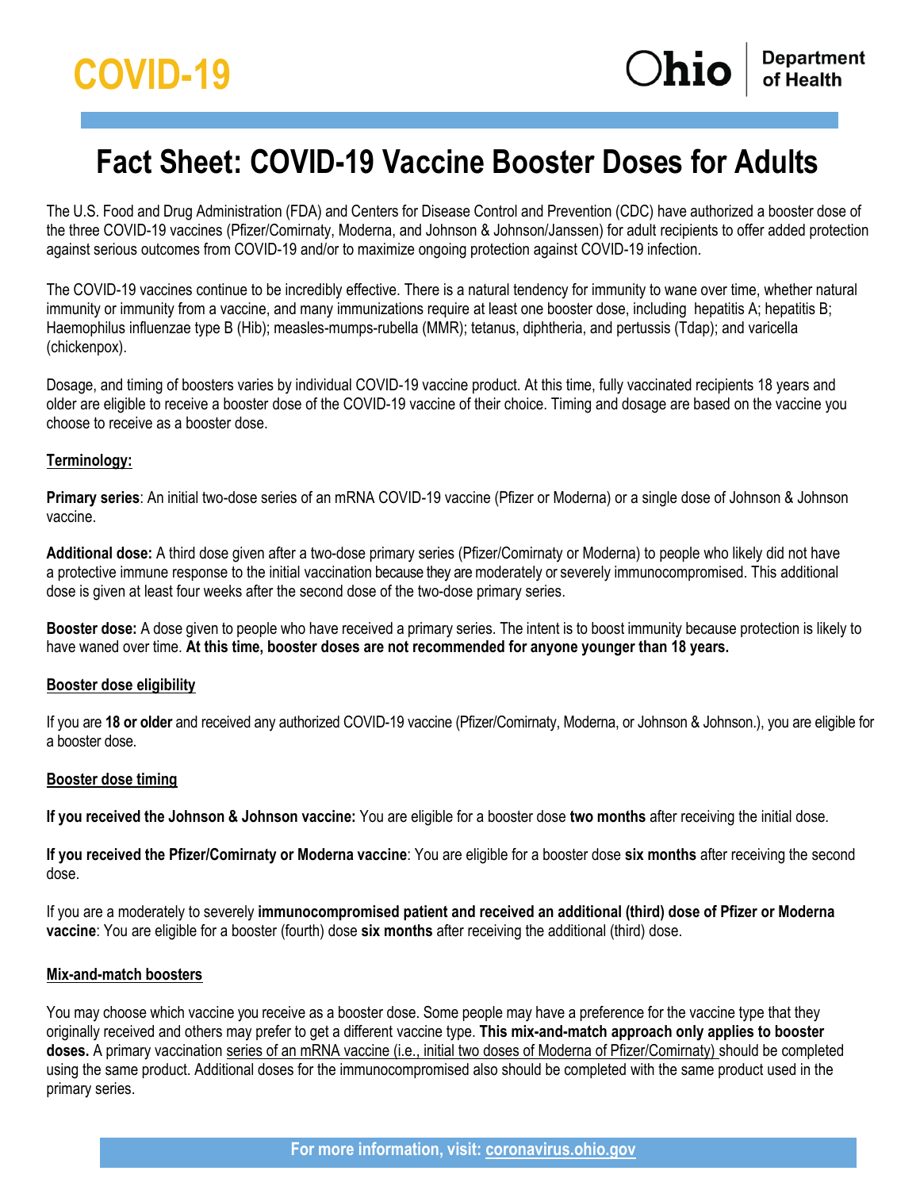# COVID-19

**Ohio Department of Health**

# Fact Sheet: COVID-19 Vaccine Booster Doses for Adults

The U.S. Food and Drug Administration (FDA) and Centers for Disease Control and Prevention (CDC) have authorized a booster dose of the three COVID-19 vaccines (Pfizer/Comirnaty, Moderna, and Johnson & Johnson/Janssen) for adult recipients to offer added protection against serious outcomes from COVID-19 and/or to maximize ongoing protection against COVID-19 infection.

The COVID-19 vaccines continue to be incredibly effective. There is a natural tendency for immunity to wane over time, whether natural immunity or immunity from a vaccine, and many immunizations require at least one booster dose, including hepatitis A; hepatitis B; Haemophilus influenzae type B (Hib); measles-mumps-rubella (MMR); tetanus, diphtheria, and pertussis (Tdap); and varicella (chickenpox).

Dosage, and timing of boosters varies by individual COVID-19 vaccine product. At this time, fully vaccinated recipients 18 years and older are eligible to receive a booster dose of the COVID-19 vaccine of their choice. Timing and dosage are based on the vaccine you choose to receive as a booster dose.

## Terminology:

**Primary series**: An initial two-dose series of an mRNA COVID-19 vaccine (Pfizer or Moderna) or a single dose of Johnson & Johnson vaccine.

**Additional dose:** A third dose given after a two-dose primary series (Pfizer/Comirnaty or Moderna) to people who likely did not have a protective immune response to the initial vaccination because they are moderately or severely immunocompromised. This additional dose is given at least four weeks after the second dose of the two-dose primary series.

**Booster dose:** A dose given to people who have received a primary series. The intent is to boost immunity because protection is likely to have waned over time. **At this time, booster doses are not recommended for anyone younger than 18 years.**

## Booster dose eligibility

If you are **18 or older** and received any authorized COVID-19 vaccine (Pfizer/Comirnaty, Moderna, or Johnson & Johnson.), you are eligible for a booster dose.

## Booster dose timing

**If you received the Johnson & Johnson vaccine:** You are eligible for a booster dose **two months** after receiving the initial dose.

**If you received the Pfizer/Comirnaty or Moderna vaccine**: You are eligible for a booster dose **six months** after receiving the second dose.

If you are a moderately to severely **immunocompromised patient and received an additional (third) dose of Pfizer or Moderna vaccine**: You are eligible for a booster (fourth) dose **six months** after receiving the additional (third) dose.

## Mix-and-match boosters

You may choose which vaccine you receive as a booster dose. Some people may have a preference for the vaccine type that they originally received and others may prefer to get a different vaccine type. **This mix-and-match approach only applies to booster doses.** A primary vaccination series of an mRNA vaccine (i.e., initial two doses of Moderna of Pfizer/Comirnaty) should be completed using the same product. Additional doses for the immunocompromised also should be completed with the same product used in the primary series.

For more information, visit: coronavirus.ohio.gov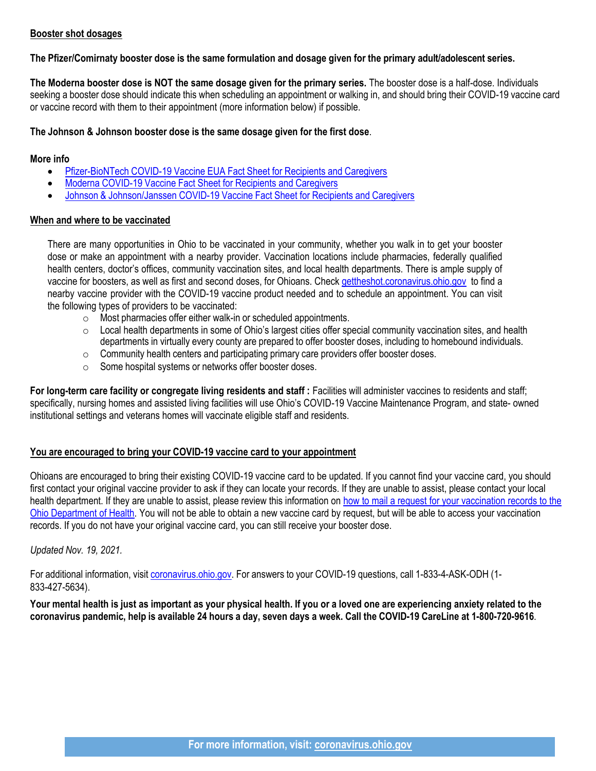## Booster shot dosages

**The Pfizer/Comirnaty booster dose is the same formulation and dosage given for the primary adult/adolescent series.**

**The Moderna booster dose is NOT the same dosage given for the primary series.** The booster dose is a half-dose. Individuals seeking a booster dose should indicate this when scheduling an appointment or walking in, and should bring their COVID-19 vaccine card or vaccine record with them to their appointment (more information below) if possible.

**The Johnson & Johnson booster dose is the same dosage given for the first dose**.

**More info**

- Pfizer-BioNTech COVID-19 Vaccine EUA Fact Sheet for Recipients and Caregivers
- Moderna COVID-19 Vaccine Fact Sheet for Recipients and Caregivers
- Johnson & Johnson/Janssen COVID-19 Vaccine Fact Sheet for Recipients and Caregivers

## When and where to be vaccinated

There are many opportunities in Ohio to be vaccinated in your community, whether you walk in to get your booster dose or make an appointment with a nearby provider. Vaccination locations include pharmacies, federally qualified health centers, doctor's offices, community vaccination sites, and local health departments. There is ample supply of vaccine for boosters, as well as first and second doses, for Ohioans. Check gettheshot.coronavirus.ohio.gov to find a nearby vaccine provider with the COVID-19 vaccine product needed and to schedule an appointment. You can visit the following types of providers to be vaccinated:

- Most pharmacies offer either walk-in or scheduled appointments.
- Local health departments in some of Ohio's largest cities offer special community vaccination sites, and health departments in virtually every county are prepared to offer booster doses, including to homebound individuals.
- Community health centers and participating primary care providers offer booster doses.
- Some hospital systems or networks offer booster doses.

**For long-term care facility or congregate living residents and staff :** Facilities will administer vaccines to residents and staff; specifically, nursing homes and assisted living facilities will use Ohio's COVID-19 Vaccine Maintenance Program, and state- owned institutional settings and veterans homes will vaccinate eligible staff and residents.

## You are encouraged to bring your COVID-19 vaccine card to your appointment

Ohioans are encouraged to bring their existing COVID-19 vaccine card to be updated. If you cannot find your vaccine card, you should first contact your original vaccine provider to ask if they can locate your records. If they are unable to assist, please contact your local health department. If they are unable to assist, please review this information on how to mail a request for your vaccination records to the Ohio Department of Health. You will not be able to obtain a new vaccine card by request, but will be able to access your vaccination records. If you do not have your original vaccine card, you can still receive your booster dose.

*Updated Nov. 19, 2021.*

For additional information, visit coronavirus.ohio.gov. For answers to your COVID-19 questions, call 1-833-4-ASK-ODH (1-833-427-5634).

**Your mental health is just as important as your physical health. If you or a loved one are experiencing anxiety related to the coronavirus pandemic, help is available 24 hours a day, seven days a week. Call the COVID-19 CareLine at 1-800-720-9616**.

**For more information, visit: coronavirus.ohio.gov**